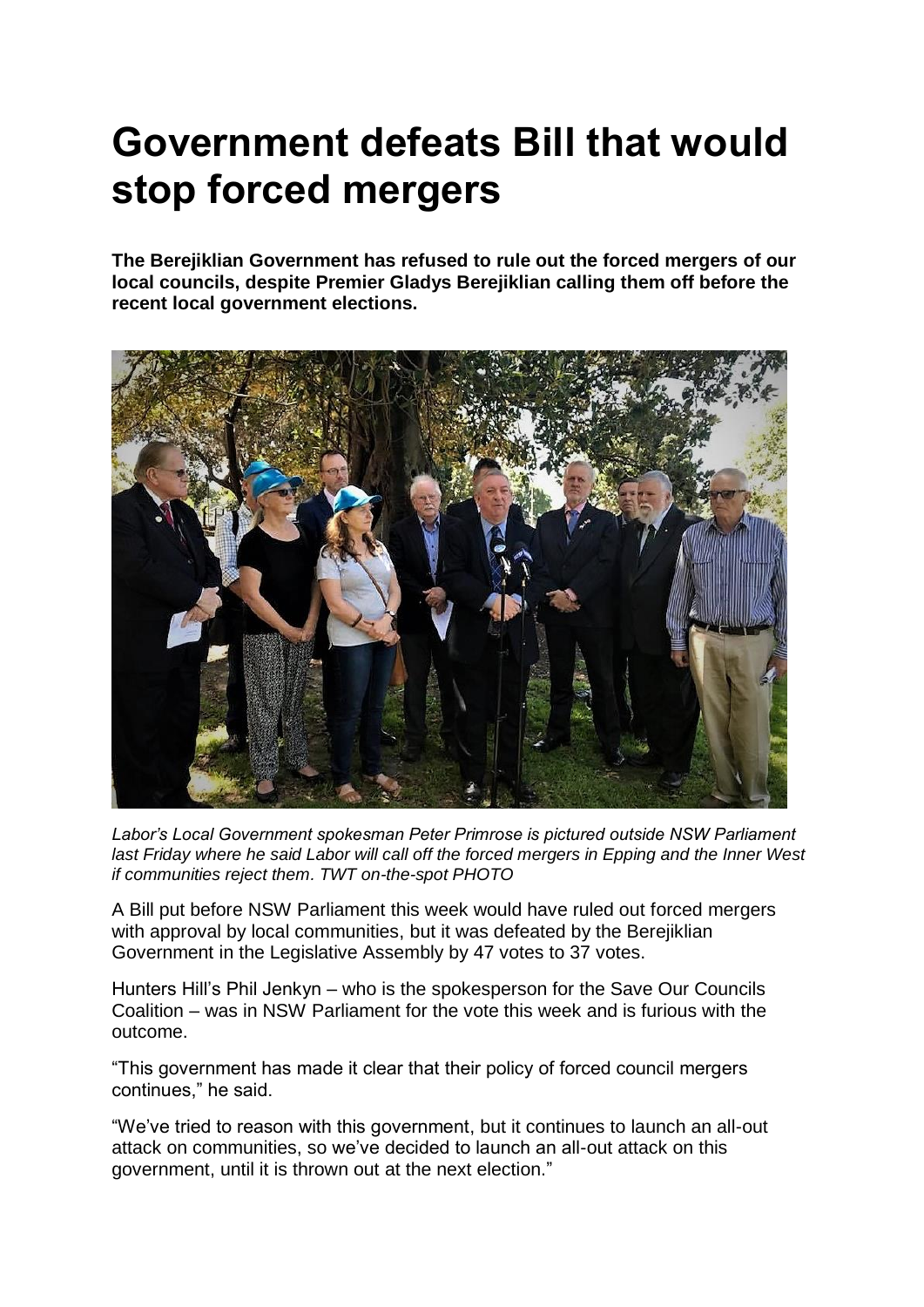# Government defeats Bill that would stop forced mergers

**The Berejiklian Government has refused to rule out the forced mergers of our local councils, despite Premier Gladys Berejiklian calling them off before the recent local government elections.**

*Labor's Local Government spokesman Peter Primrose is pictured outside NSW Parliament last Friday where he said Labor will call off the forced mergers in Epping and the Inner West if communities reject them. TWT on-the-spot PHOTO*

A Bill put before NSW Parliament this week would have ruled out forced mergers with approval by local communities, but it was defeated by the Berejiklian Government in the Legislative Assembly by 47 votes to 37 votes.

Hunters Hill's Phil Jenkyn – who is the spokesperson for the Save Our Councils Coalition – was in NSW Parliament for the vote this week and is furious with the outcome.

"This government has made it clear that their policy of forced council mergers continues," he said.

"We've tried to reason with this government, but it continues to launch an all-out attack on communities, so we've decided to launch an all-out attack on this government, until it is thrown out at the next election."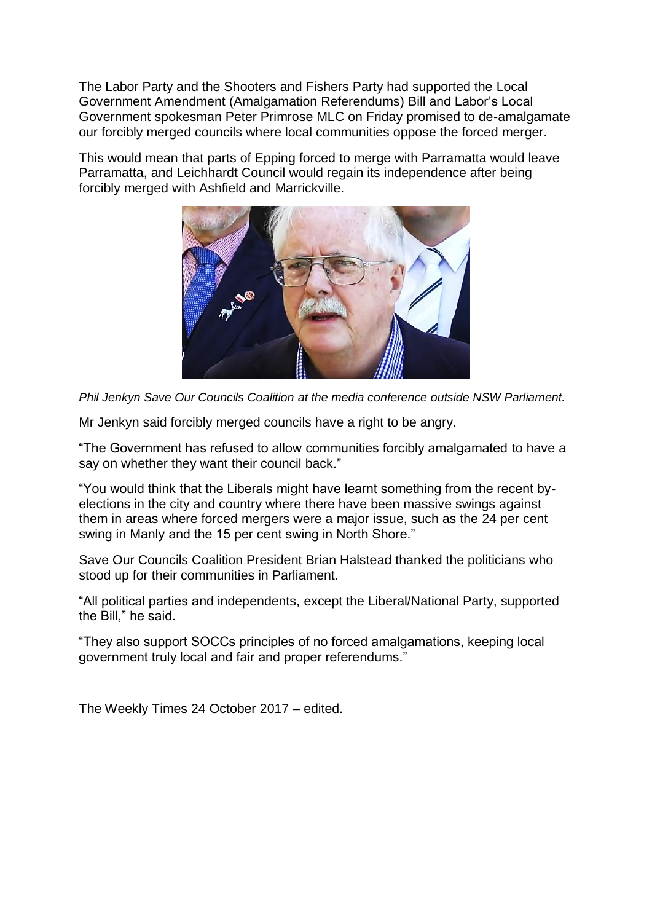The Labor Party and the Shooters and Fishers Party had supported the Local Government Amendment (Amalgamation Referendums) Bill and Labor's Local Government spokesman Peter Primrose MLC on Friday promised to de-amalgamate our forcibly merged councils where local communities oppose the forced merger.

This would mean that parts of Epping forced to merge with Parramatta would leave Parramatta, and Leichhardt Council would regain its independence after being forcibly merged with Ashfield and Marrickville.

*Phil Jenkyn Save Our Councils Coalition at the media conference outside NSW Parliament.*

Mr Jenkyn said forcibly merged councils have a right to be angry.

"The Government has refused to allow communities forcibly amalgamated to have a say on whether they want their council back."

"You would think that the Liberals might have learnt something from the recent by-elections in the city and country where there have been massive swings against them in areas where forced mergers were a major issue, such as the 24 per cent swing in Manly and the 15 per cent swing in North Shore."

Save Our Councils Coalition President Brian Halstead thanked the politicians who stood up for their communities in Parliament.

"All political parties and independents, except the Liberal/National Party, supported the Bill," he said.

"They also support SOCCs principles of no forced amalgamations, keeping local government truly local and fair and proper referendums."

The Weekly Times 24 October 2017 – edited.